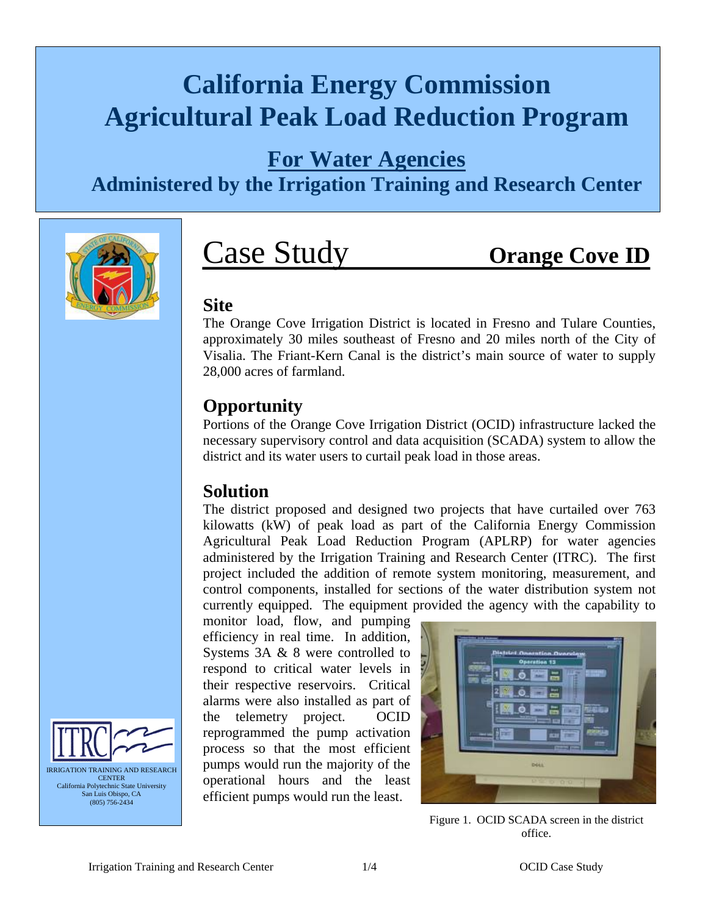# California Energy Commission Agricultural Peak Load Reduction Program

## For Water Agencies

## Administered by the Irrigation Training and Research Center

IRRIGATION TRAINING AND RESEARCH CENTER
California Polytechnic State University
San Luis Obispo, CA
(805) 756-2434

# Case Study **Orange Cove ID**

## Site

The Orange Cove Irrigation District is located in Fresno and Tulare Counties, approximately 30 miles southeast of Fresno and 20 miles north of the City of Visalia. The Friant-Kern Canal is the district's main source of water to supply 28,000 acres of farmland.

## Opportunity

Portions of the Orange Cove Irrigation District (OCID) infrastructure lacked the necessary supervisory control and data acquisition (SCADA) system to allow the district and its water users to curtail peak load in those areas.

## Solution

The district proposed and designed two projects that have curtailed over 763 kilowatts (kW) of peak load as part of the California Energy Commission Agricultural Peak Load Reduction Program (APLRP) for water agencies administered by the Irrigation Training and Research Center (ITRC). The first project included the addition of remote system monitoring, measurement, and control components, installed for sections of the water distribution system not currently equipped. The equipment provided the agency with the capability to monitor load, flow, and pumping efficiency in real time. In addition, Systems 3A & 8 were controlled to respond to critical water levels in their respective reservoirs. Critical alarms were also installed as part of the telemetry project. OCID reprogrammed the pump activation process so that the most efficient pumps would run the majority of the operational hours and the least efficient pumps would run the least.

Figure 1. OCID SCADA screen in the district office.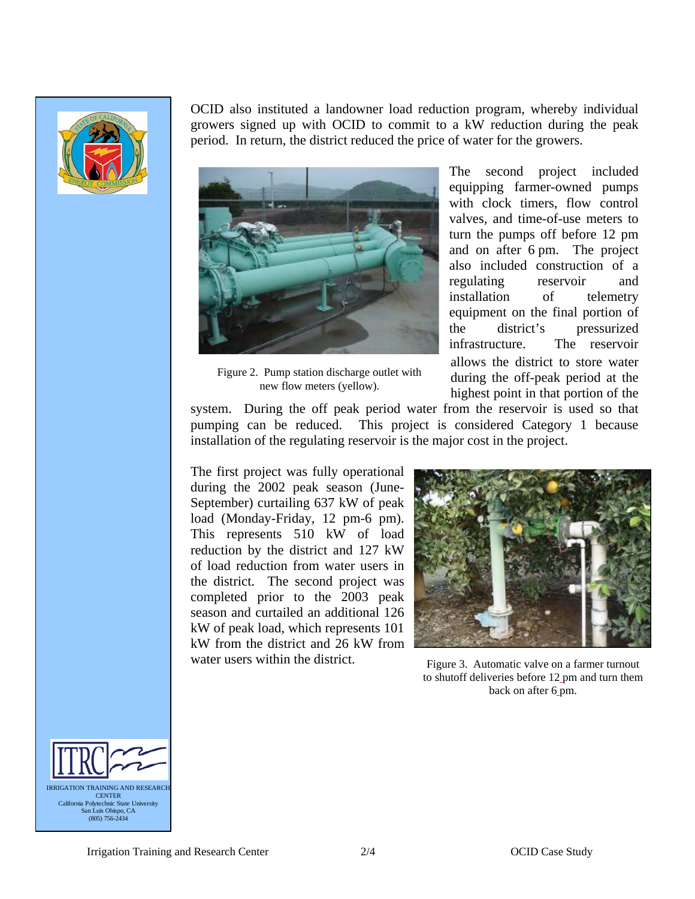OCID also instituted a landowner load reduction program, whereby individual growers signed up with OCID to commit to a kW reduction during the peak period. In return, the district reduced the price of water for the growers.

Figure 2. Pump station discharge outlet with new flow meters (yellow).

The second project included equipping farmer-owned pumps with clock timers, flow control valves, and time-of-use meters to turn the pumps off before 12 pm and on after 6 pm. The project also included construction of a regulating reservoir and installation of telemetry equipment on the final portion of the district's pressurized infrastructure. The reservoir allows the district to store water during the off-peak period at the highest point in that portion of the system. During the off peak period water from the reservoir is used so that pumping can be reduced. This project is considered Category 1 because installation of the regulating reservoir is the major cost in the project.

The first project was fully operational during the 2002 peak season (June-September) curtailing 637 kW of peak load (Monday-Friday, 12 pm-6 pm). This represents 510 kW of load reduction by the district and 127 kW of load reduction from water users in the district. The second project was completed prior to the 2003 peak season and curtailed an additional 126 kW of peak load, which represents 101 kW from the district and 26 kW from water users within the district.

Figure 3. Automatic valve on a farmer turnout to shutoff deliveries before 12 pm and turn them back on after 6 pm.

IRRIGATION TRAINING AND RESEARCH CENTER
California Polytechnic State University
San Luis Obispo, CA
(805) 756-2434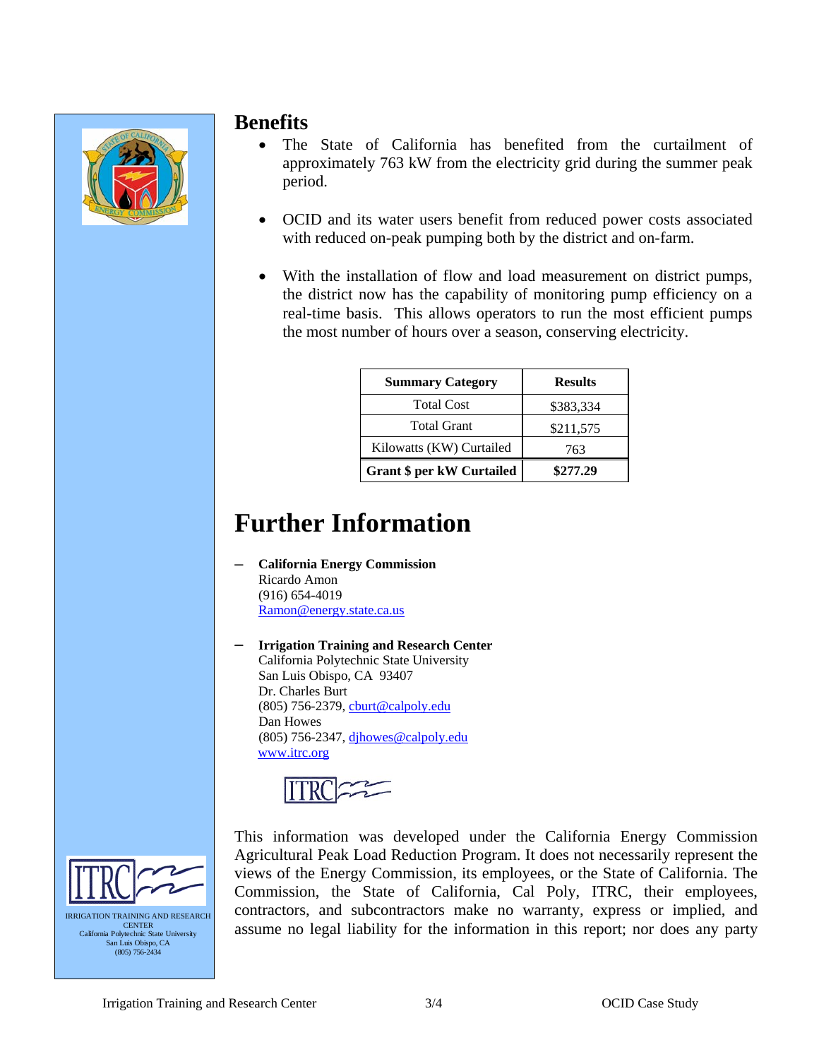## Benefits

- The State of California has benefited from the curtailment of approximately 763 kW from the electricity grid during the summer peak period.
- OCID and its water users benefit from reduced power costs associated with reduced on-peak pumping both by the district and on-farm.
- With the installation of flow and load measurement on district pumps, the district now has the capability of monitoring pump efficiency on a real-time basis. This allows operators to run the most efficient pumps the most number of hours over a season, conserving electricity.

| Summary Category | Results |
|---|---|
| Total Cost | $383,334 |
| Total Grant | $211,575 |
| Kilowatts (KW) Curtailed | 763 |
| **Grant $ per kW Curtailed** | **$277.29** |

# Further Information

– **California Energy Commission**
Ricardo Amon
(916) 654-4019
Ramon@energy.state.ca.us

– **Irrigation Training and Research Center**
California Polytechnic State University
San Luis Obispo, CA 93407
Dr. Charles Burt
(805) 756-2379, cburt@calpoly.edu
Dan Howes
(805) 756-2347, djhowes@calpoly.edu
www.itrc.org

IRRIGATION TRAINING AND RESEARCH CENTER
California Polytechnic State University
San Luis Obispo, CA
(805) 756-2434

This information was developed under the California Energy Commission Agricultural Peak Load Reduction Program. It does not necessarily represent the views of the Energy Commission, its employees, or the State of California. The Commission, the State of California, Cal Poly, ITRC, their employees, contractors, and subcontractors make no warranty, express or implied, and assume no legal liability for the information in this report; nor does any party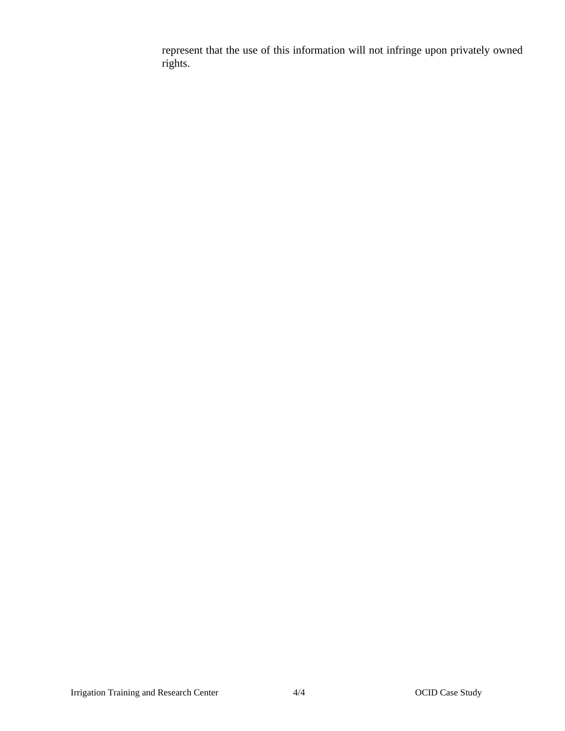represent that the use of this information will not infringe upon privately owned rights.